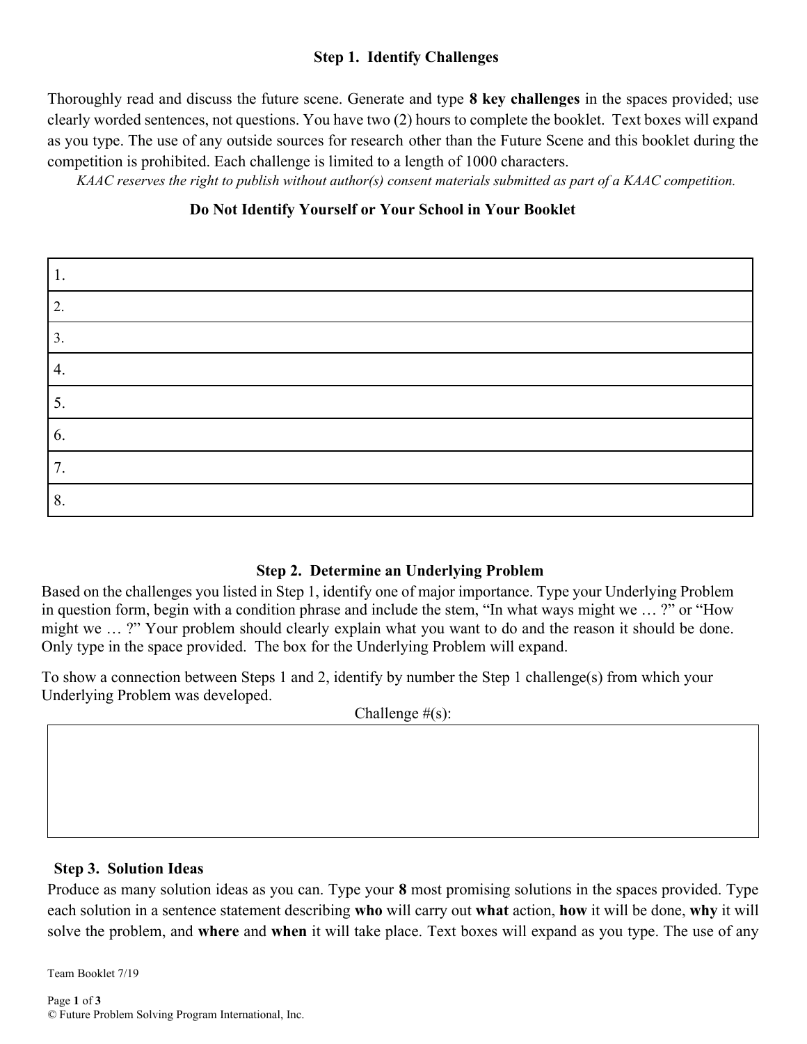### Step 1. Identify Challenges

Thoroughly read and discuss the future scene. Generate and type **8 key challenges** in the spaces provided; use clearly worded sentences, not questions. You have two (2) hours to complete the booklet. Text boxes will expand as you type. The use of any outside sources for research other than the Future Scene and this booklet during the competition is prohibited. Each challenge is limited to a length of 1000 characters.

*KAAC reserves the right to publish without author(s) consent materials submitted as part of a KAAC competition.*

**Do Not Identify Yourself or Your School in Your Booklet**

| |
|---|
| 1. |
| 2. |
| 3. |
| 4. |
| 5. |
| 6. |
| 7. |
| 8. |

### Step 2. Determine an Underlying Problem

Based on the challenges you listed in Step 1, identify one of major importance. Type your Underlying Problem in question form, begin with a condition phrase and include the stem, "In what ways might we … ?" or "How might we … ?" Your problem should clearly explain what you want to do and the reason it should be done. Only type in the space provided. The box for the Underlying Problem will expand.

To show a connection between Steps 1 and 2, identify by number the Step 1 challenge(s) from which your Underlying Problem was developed.

Challenge #(s):

| |
|---|
| |

### Step 3. Solution Ideas

Produce as many solution ideas as you can. Type your **8** most promising solutions in the spaces provided. Type each solution in a sentence statement describing **who** will carry out **what** action, **how** it will be done, **why** it will solve the problem, and **where** and **when** it will take place. Text boxes will expand as you type. The use of any

Team Booklet 7/19

© Future Problem Solving Program International, Inc.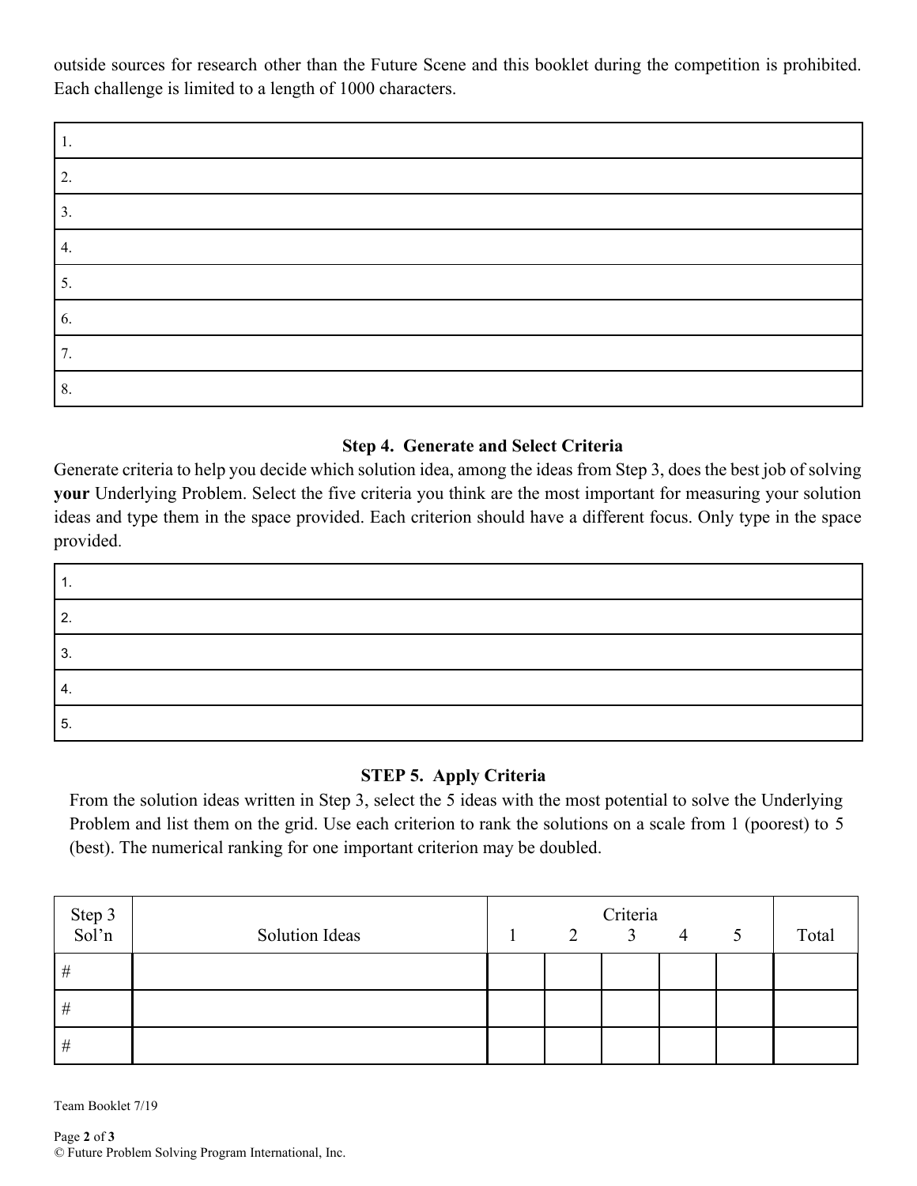outside sources for research other than the Future Scene and this booklet during the competition is prohibited. Each challenge is limited to a length of 1000 characters.

| |
|---|
| 1. |
| 2. |
| 3. |
| 4. |
| 5. |
| 6. |
| 7. |
| 8. |

### Step 4. Generate and Select Criteria

Generate criteria to help you decide which solution idea, among the ideas from Step 3, does the best job of solving **your** Underlying Problem. Select the five criteria you think are the most important for measuring your solution ideas and type them in the space provided. Each criterion should have a different focus. Only type in the space provided.

| |
|---|
| 1. |
| 2. |
| 3. |
| 4. |
| 5. |

### STEP 5. Apply Criteria

From the solution ideas written in Step 3, select the 5 ideas with the most potential to solve the Underlying Problem and list them on the grid. Use each criterion to rank the solutions on a scale from 1 (poorest) to 5 (best). The numerical ranking for one important criterion may be doubled.

| Step 3 Sol'n | Solution Ideas | Criteria | | | | | Total |
|---|---|---|---|---|---|---|---|
| | | 1 | 2 | 3 | 4 | 5 | |
| # | | | | | | | |
| # | | | | | | | |
| # | | | | | | | |

Team Booklet 7/19

© Future Problem Solving Program International, Inc.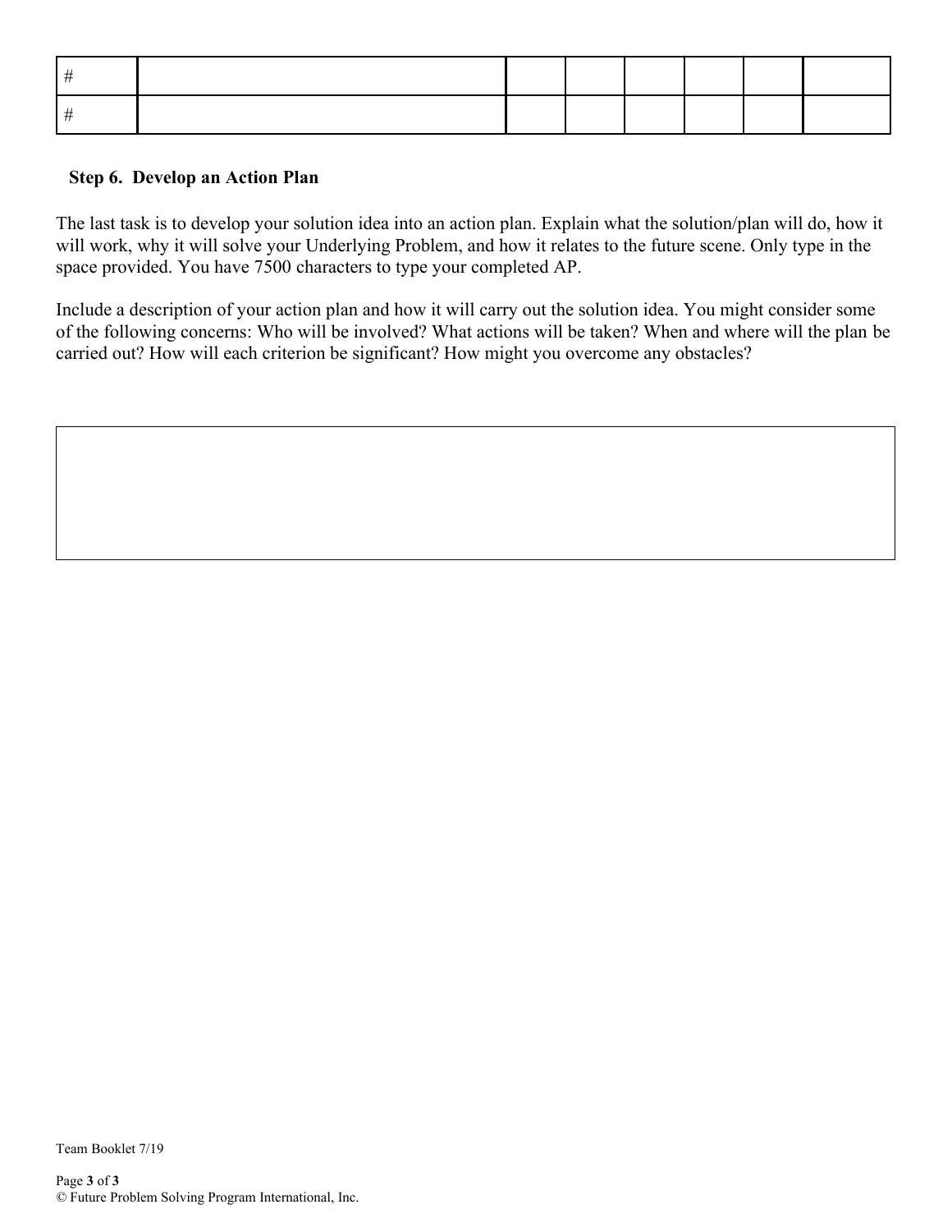| | | | | | | | |
|---|---|---|---|---|---|---|---|
| # | | | | | | | |
| # | | | | | | | |

**Step 6. Develop an Action Plan**

The last task is to develop your solution idea into an action plan. Explain what the solution/plan will do, how it will work, why it will solve your Underlying Problem, and how it relates to the future scene. Only type in the space provided. You have 7500 characters to type your completed AP.

Include a description of your action plan and how it will carry out the solution idea. You might consider some of the following concerns: Who will be involved? What actions will be taken? When and where will the plan be carried out? How will each criterion be significant? How might you overcome any obstacles?

| |
|---|
| |

Team Booklet 7/19

© Future Problem Solving Program International, Inc.